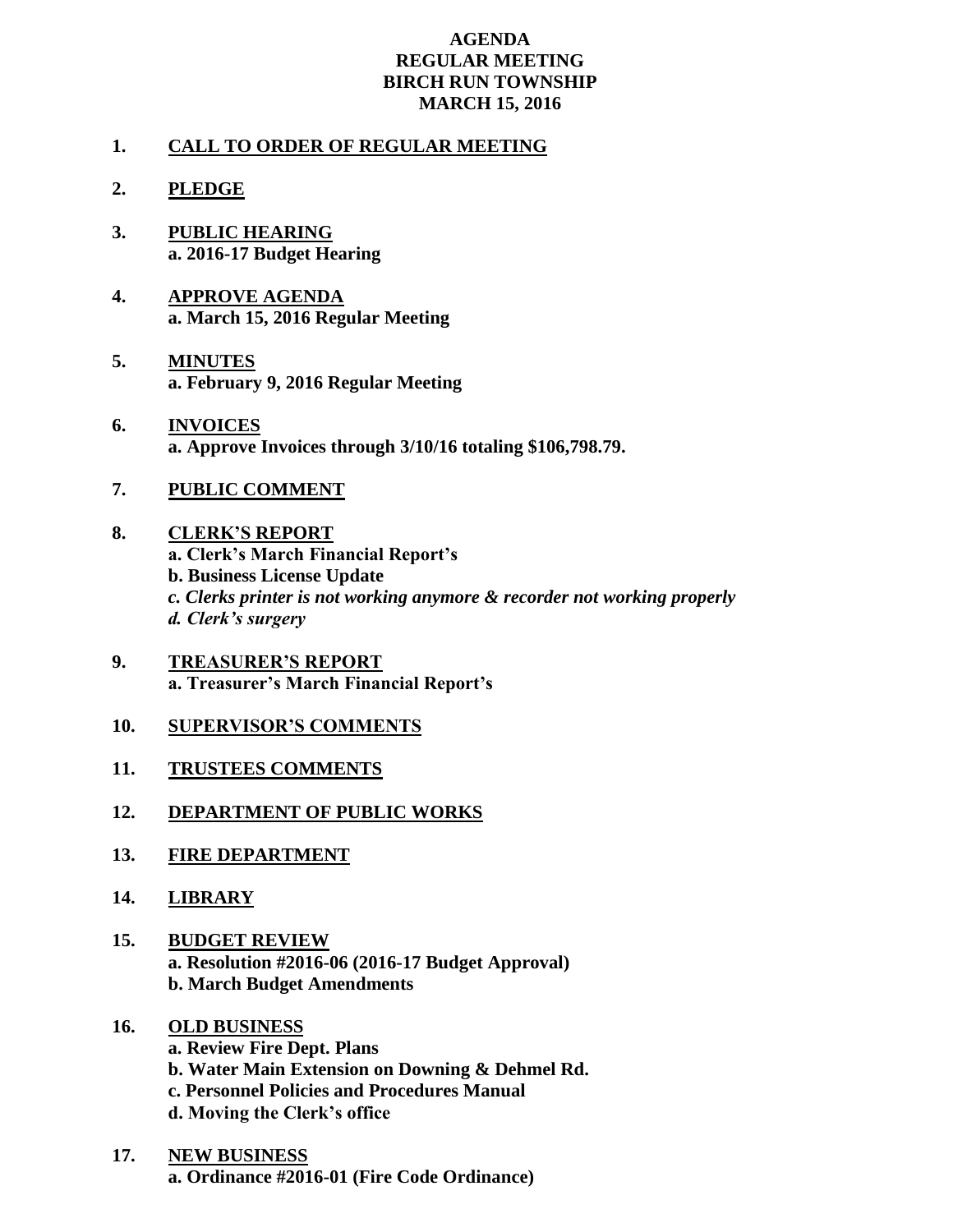**AGENDA**
**REGULAR MEETING**
**BIRCH RUN TOWNSHIP**
**MARCH 15, 2016**

1. **CALL TO ORDER OF REGULAR MEETING**

2. **PLEDGE**

3. **PUBLIC HEARING**
   **a. 2016-17 Budget Hearing**

4. **APPROVE AGENDA**
   **a. March 15, 2016 Regular Meeting**

5. **MINUTES**
   **a. February 9, 2016 Regular Meeting**

6. **INVOICES**
   **a. Approve Invoices through 3/10/16 totaling $106,798.79.**

7. **PUBLIC COMMENT**

8. **CLERK'S REPORT**
   **a. Clerk's March Financial Report's**
   **b. Business License Update**
   ***c. Clerks printer is not working anymore & recorder not working properly***
   ***d. Clerk's surgery***

9. **TREASURER'S REPORT**
   **a. Treasurer's March Financial Report's**

10. **SUPERVISOR'S COMMENTS**

11. **TRUSTEES COMMENTS**

12. **DEPARTMENT OF PUBLIC WORKS**

13. **FIRE DEPARTMENT**

14. **LIBRARY**

15. **BUDGET REVIEW**
    **a. Resolution #2016-06 (2016-17 Budget Approval)**
    **b. March Budget Amendments**

16. **OLD BUSINESS**
    **a. Review Fire Dept. Plans**
    **b. Water Main Extension on Downing & Dehmel Rd.**
    **c. Personnel Policies and Procedures Manual**
    **d. Moving the Clerk's office**

17. **NEW BUSINESS**
    **a. Ordinance #2016-01 (Fire Code Ordinance)**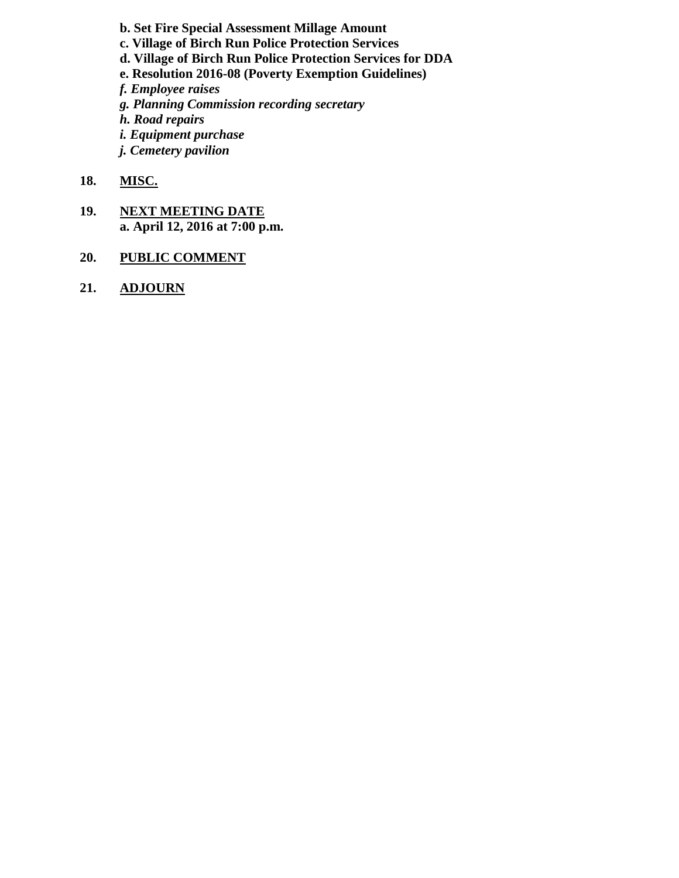**b. Set Fire Special Assessment Millage Amount**
**c. Village of Birch Run Police Protection Services**
**d. Village of Birch Run Police Protection Services for DDA**
**e. Resolution 2016-08 (Poverty Exemption Guidelines)**
***f. Employee raises***
***g. Planning Commission recording secretary***
***h. Road repairs***
***i. Equipment purchase***
***j. Cemetery pavilion***

**18. MISC.**

**19. NEXT MEETING DATE**
**a. April 12, 2016 at 7:00 p.m.**

**20. PUBLIC COMMENT**

**21. ADJOURN**